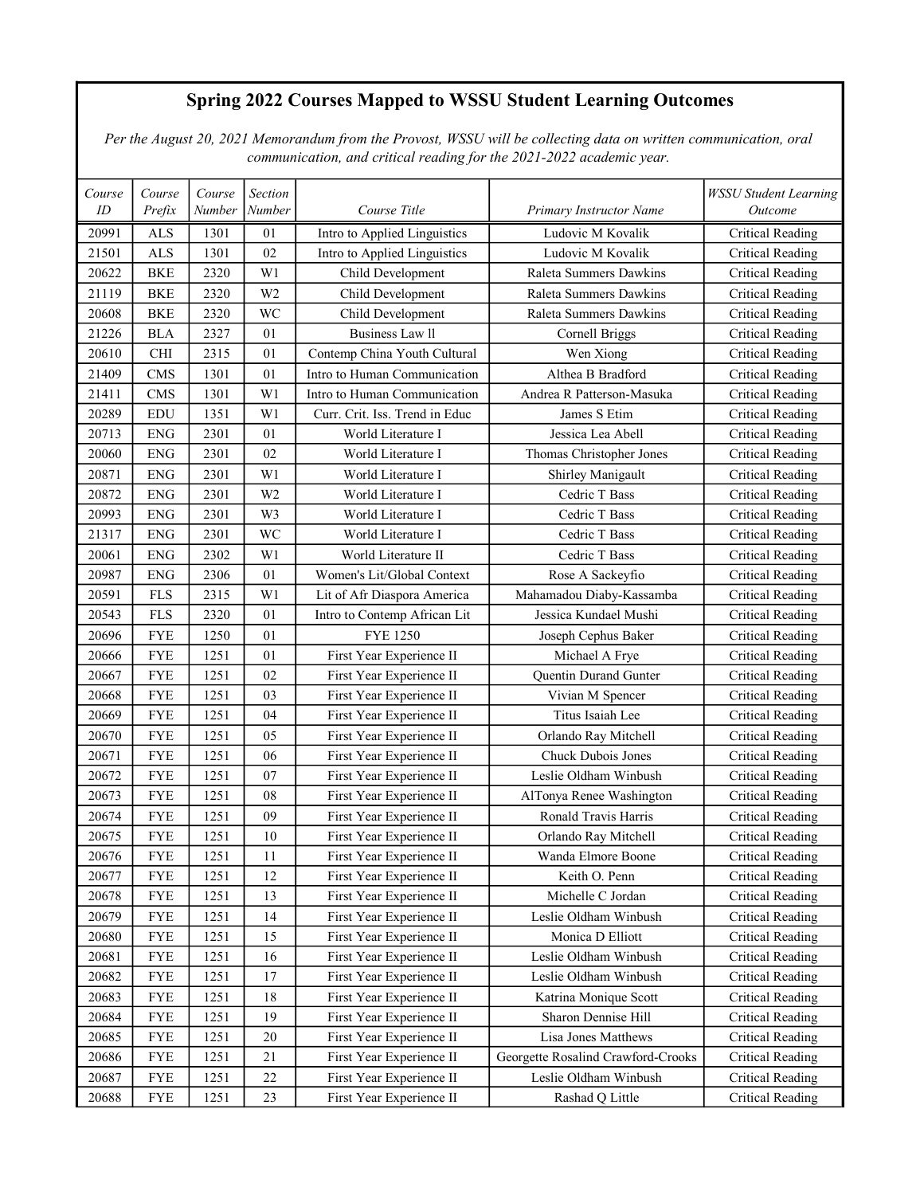# Spring 2022 Courses Mapped to WSSU Student Learning Outcomes

*Per the August 20, 2021 Memorandum from the Provost, WSSU will be collecting data on written communication, oral communication, and critical reading for the 2021-2022 academic year.*

| *Course ID* | *Course Prefix* | *Course Number* | *Section Number* | *Course Title* | *Primary Instructor Name* | *WSSU Student Learning Outcome* |
|---|---|---|---|---|---|---|
| 20991 | ALS | 1301 | 01 | Intro to Applied Linguistics | Ludovic M Kovalik | Critical Reading |
| 21501 | ALS | 1301 | 02 | Intro to Applied Linguistics | Ludovic M Kovalik | Critical Reading |
| 20622 | BKE | 2320 | W1 | Child Development | Raleta Summers Dawkins | Critical Reading |
| 21119 | BKE | 2320 | W2 | Child Development | Raleta Summers Dawkins | Critical Reading |
| 20608 | BKE | 2320 | WC | Child Development | Raleta Summers Dawkins | Critical Reading |
| 21226 | BLA | 2327 | 01 | Business Law ll | Cornell Briggs | Critical Reading |
| 20610 | CHI | 2315 | 01 | Contemp China Youth Cultural | Wen Xiong | Critical Reading |
| 21409 | CMS | 1301 | 01 | Intro to Human Communication | Althea B Bradford | Critical Reading |
| 21411 | CMS | 1301 | W1 | Intro to Human Communication | Andrea R Patterson-Masuka | Critical Reading |
| 20289 | EDU | 1351 | W1 | Curr. Crit. Iss. Trend in Educ | James S Etim | Critical Reading |
| 20713 | ENG | 2301 | 01 | World Literature I | Jessica Lea Abell | Critical Reading |
| 20060 | ENG | 2301 | 02 | World Literature I | Thomas Christopher Jones | Critical Reading |
| 20871 | ENG | 2301 | W1 | World Literature I | Shirley Manigault | Critical Reading |
| 20872 | ENG | 2301 | W2 | World Literature I | Cedric T Bass | Critical Reading |
| 20993 | ENG | 2301 | W3 | World Literature I | Cedric T Bass | Critical Reading |
| 21317 | ENG | 2301 | WC | World Literature I | Cedric T Bass | Critical Reading |
| 20061 | ENG | 2302 | W1 | World Literature II | Cedric T Bass | Critical Reading |
| 20987 | ENG | 2306 | 01 | Women's Lit/Global Context | Rose A Sackeyfio | Critical Reading |
| 20591 | FLS | 2315 | W1 | Lit of Afr Diaspora America | Mahamadou Diaby-Kassamba | Critical Reading |
| 20543 | FLS | 2320 | 01 | Intro to Contemp African Lit | Jessica Kundael Mushi | Critical Reading |
| 20696 | FYE | 1250 | 01 | FYE 1250 | Joseph Cephus Baker | Critical Reading |
| 20666 | FYE | 1251 | 01 | First Year Experience II | Michael A Frye | Critical Reading |
| 20667 | FYE | 1251 | 02 | First Year Experience II | Quentin Durand Gunter | Critical Reading |
| 20668 | FYE | 1251 | 03 | First Year Experience II | Vivian M Spencer | Critical Reading |
| 20669 | FYE | 1251 | 04 | First Year Experience II | Titus Isaiah Lee | Critical Reading |
| 20670 | FYE | 1251 | 05 | First Year Experience II | Orlando Ray Mitchell | Critical Reading |
| 20671 | FYE | 1251 | 06 | First Year Experience II | Chuck Dubois Jones | Critical Reading |
| 20672 | FYE | 1251 | 07 | First Year Experience II | Leslie Oldham Winbush | Critical Reading |
| 20673 | FYE | 1251 | 08 | First Year Experience II | AlTonya Renee Washington | Critical Reading |
| 20674 | FYE | 1251 | 09 | First Year Experience II | Ronald Travis Harris | Critical Reading |
| 20675 | FYE | 1251 | 10 | First Year Experience II | Orlando Ray Mitchell | Critical Reading |
| 20676 | FYE | 1251 | 11 | First Year Experience II | Wanda Elmore Boone | Critical Reading |
| 20677 | FYE | 1251 | 12 | First Year Experience II | Keith O. Penn | Critical Reading |
| 20678 | FYE | 1251 | 13 | First Year Experience II | Michelle C Jordan | Critical Reading |
| 20679 | FYE | 1251 | 14 | First Year Experience II | Leslie Oldham Winbush | Critical Reading |
| 20680 | FYE | 1251 | 15 | First Year Experience II | Monica D Elliott | Critical Reading |
| 20681 | FYE | 1251 | 16 | First Year Experience II | Leslie Oldham Winbush | Critical Reading |
| 20682 | FYE | 1251 | 17 | First Year Experience II | Leslie Oldham Winbush | Critical Reading |
| 20683 | FYE | 1251 | 18 | First Year Experience II | Katrina Monique Scott | Critical Reading |
| 20684 | FYE | 1251 | 19 | First Year Experience II | Sharon Dennise Hill | Critical Reading |
| 20685 | FYE | 1251 | 20 | First Year Experience II | Lisa Jones Matthews | Critical Reading |
| 20686 | FYE | 1251 | 21 | First Year Experience II | Georgette Rosalind Crawford-Crooks | Critical Reading |
| 20687 | FYE | 1251 | 22 | First Year Experience II | Leslie Oldham Winbush | Critical Reading |
| 20688 | FYE | 1251 | 23 | First Year Experience II | Rashad Q Little | Critical Reading |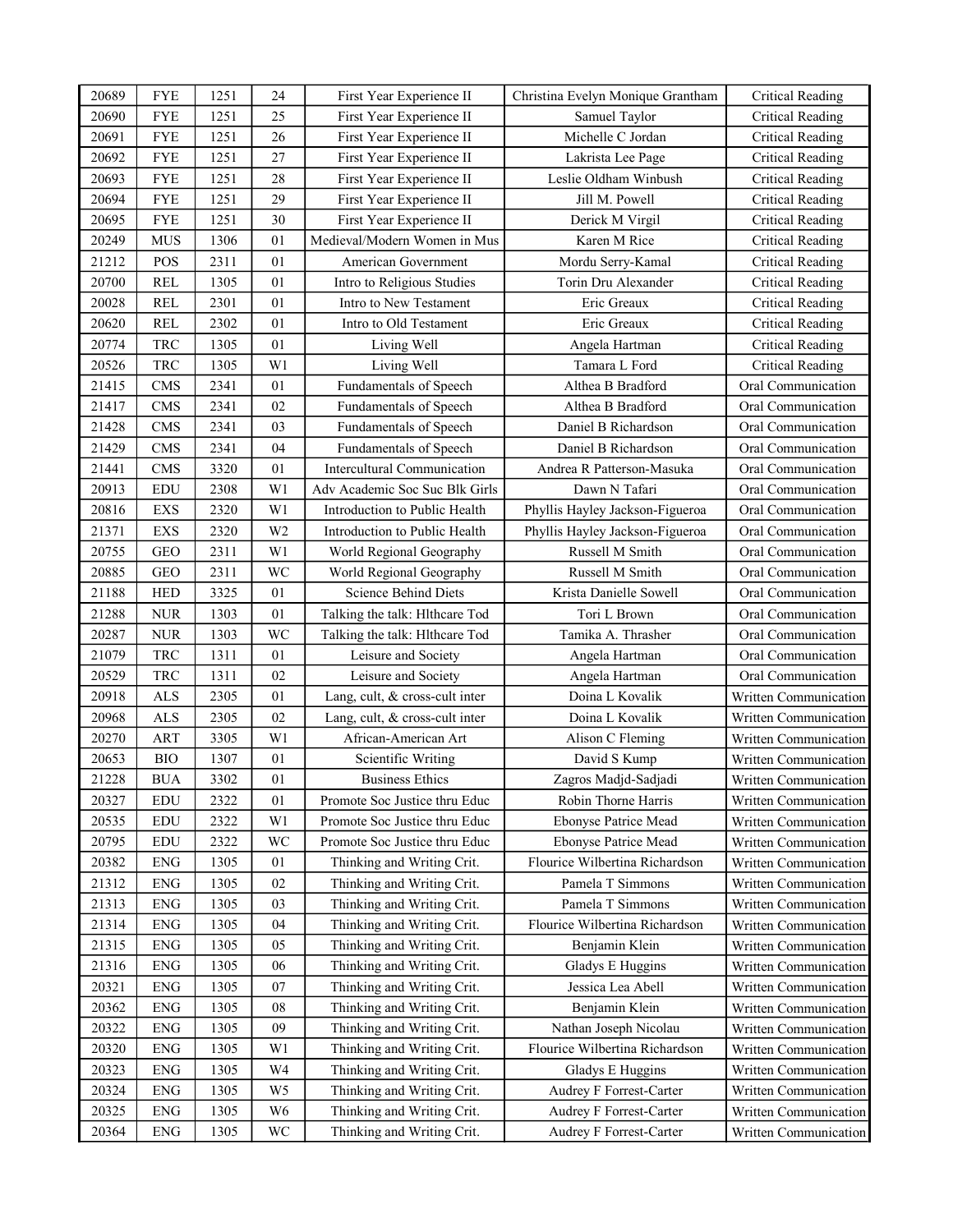| 20689 | FYE | 1251 | 24 | First Year Experience II | Christina Evelyn Monique Grantham | Critical Reading |
|---|---|---|---|---|---|---|
| 20690 | FYE | 1251 | 25 | First Year Experience II | Samuel Taylor | Critical Reading |
| 20691 | FYE | 1251 | 26 | First Year Experience II | Michelle C Jordan | Critical Reading |
| 20692 | FYE | 1251 | 27 | First Year Experience II | Lakrista Lee Page | Critical Reading |
| 20693 | FYE | 1251 | 28 | First Year Experience II | Leslie Oldham Winbush | Critical Reading |
| 20694 | FYE | 1251 | 29 | First Year Experience II | Jill M. Powell | Critical Reading |
| 20695 | FYE | 1251 | 30 | First Year Experience II | Derick M Virgil | Critical Reading |
| 20249 | MUS | 1306 | 01 | Medieval/Modern Women in Mus | Karen M Rice | Critical Reading |
| 21212 | POS | 2311 | 01 | American Government | Mordu Serry-Kamal | Critical Reading |
| 20700 | REL | 1305 | 01 | Intro to Religious Studies | Torin Dru Alexander | Critical Reading |
| 20028 | REL | 2301 | 01 | Intro to New Testament | Eric Greaux | Critical Reading |
| 20620 | REL | 2302 | 01 | Intro to Old Testament | Eric Greaux | Critical Reading |
| 20774 | TRC | 1305 | 01 | Living Well | Angela Hartman | Critical Reading |
| 20526 | TRC | 1305 | W1 | Living Well | Tamara L Ford | Critical Reading |
| 21415 | CMS | 2341 | 01 | Fundamentals of Speech | Althea B Bradford | Oral Communication |
| 21417 | CMS | 2341 | 02 | Fundamentals of Speech | Althea B Bradford | Oral Communication |
| 21428 | CMS | 2341 | 03 | Fundamentals of Speech | Daniel B Richardson | Oral Communication |
| 21429 | CMS | 2341 | 04 | Fundamentals of Speech | Daniel B Richardson | Oral Communication |
| 21441 | CMS | 3320 | 01 | Intercultural Communication | Andrea R Patterson-Masuka | Oral Communication |
| 20913 | EDU | 2308 | W1 | Adv Academic Soc Suc Blk Girls | Dawn N Tafari | Oral Communication |
| 20816 | EXS | 2320 | W1 | Introduction to Public Health | Phyllis Hayley Jackson-Figueroa | Oral Communication |
| 21371 | EXS | 2320 | W2 | Introduction to Public Health | Phyllis Hayley Jackson-Figueroa | Oral Communication |
| 20755 | GEO | 2311 | W1 | World Regional Geography | Russell M Smith | Oral Communication |
| 20885 | GEO | 2311 | WC | World Regional Geography | Russell M Smith | Oral Communication |
| 21188 | HED | 3325 | 01 | Science Behind Diets | Krista Danielle Sowell | Oral Communication |
| 21288 | NUR | 1303 | 01 | Talking the talk: Hlthcare Tod | Tori L Brown | Oral Communication |
| 20287 | NUR | 1303 | WC | Talking the talk: Hlthcare Tod | Tamika A. Thrasher | Oral Communication |
| 21079 | TRC | 1311 | 01 | Leisure and Society | Angela Hartman | Oral Communication |
| 20529 | TRC | 1311 | 02 | Leisure and Society | Angela Hartman | Oral Communication |
| 20918 | ALS | 2305 | 01 | Lang, cult, & cross-cult inter | Doina L Kovalik | Written Communication |
| 20968 | ALS | 2305 | 02 | Lang, cult, & cross-cult inter | Doina L Kovalik | Written Communication |
| 20270 | ART | 3305 | W1 | African-American Art | Alison C Fleming | Written Communication |
| 20653 | BIO | 1307 | 01 | Scientific Writing | David S Kump | Written Communication |
| 21228 | BUA | 3302 | 01 | Business Ethics | Zagros Madjd-Sadjadi | Written Communication |
| 20327 | EDU | 2322 | 01 | Promote Soc Justice thru Educ | Robin Thorne Harris | Written Communication |
| 20535 | EDU | 2322 | W1 | Promote Soc Justice thru Educ | Ebonyse Patrice Mead | Written Communication |
| 20795 | EDU | 2322 | WC | Promote Soc Justice thru Educ | Ebonyse Patrice Mead | Written Communication |
| 20382 | ENG | 1305 | 01 | Thinking and Writing Crit. | Flourice Wilbertina Richardson | Written Communication |
| 21312 | ENG | 1305 | 02 | Thinking and Writing Crit. | Pamela T Simmons | Written Communication |
| 21313 | ENG | 1305 | 03 | Thinking and Writing Crit. | Pamela T Simmons | Written Communication |
| 21314 | ENG | 1305 | 04 | Thinking and Writing Crit. | Flourice Wilbertina Richardson | Written Communication |
| 21315 | ENG | 1305 | 05 | Thinking and Writing Crit. | Benjamin Klein | Written Communication |
| 21316 | ENG | 1305 | 06 | Thinking and Writing Crit. | Gladys E Huggins | Written Communication |
| 20321 | ENG | 1305 | 07 | Thinking and Writing Crit. | Jessica Lea Abell | Written Communication |
| 20362 | ENG | 1305 | 08 | Thinking and Writing Crit. | Benjamin Klein | Written Communication |
| 20322 | ENG | 1305 | 09 | Thinking and Writing Crit. | Nathan Joseph Nicolau | Written Communication |
| 20320 | ENG | 1305 | W1 | Thinking and Writing Crit. | Flourice Wilbertina Richardson | Written Communication |
| 20323 | ENG | 1305 | W4 | Thinking and Writing Crit. | Gladys E Huggins | Written Communication |
| 20324 | ENG | 1305 | W5 | Thinking and Writing Crit. | Audrey F Forrest-Carter | Written Communication |
| 20325 | ENG | 1305 | W6 | Thinking and Writing Crit. | Audrey F Forrest-Carter | Written Communication |
| 20364 | ENG | 1305 | WC | Thinking and Writing Crit. | Audrey F Forrest-Carter | Written Communication |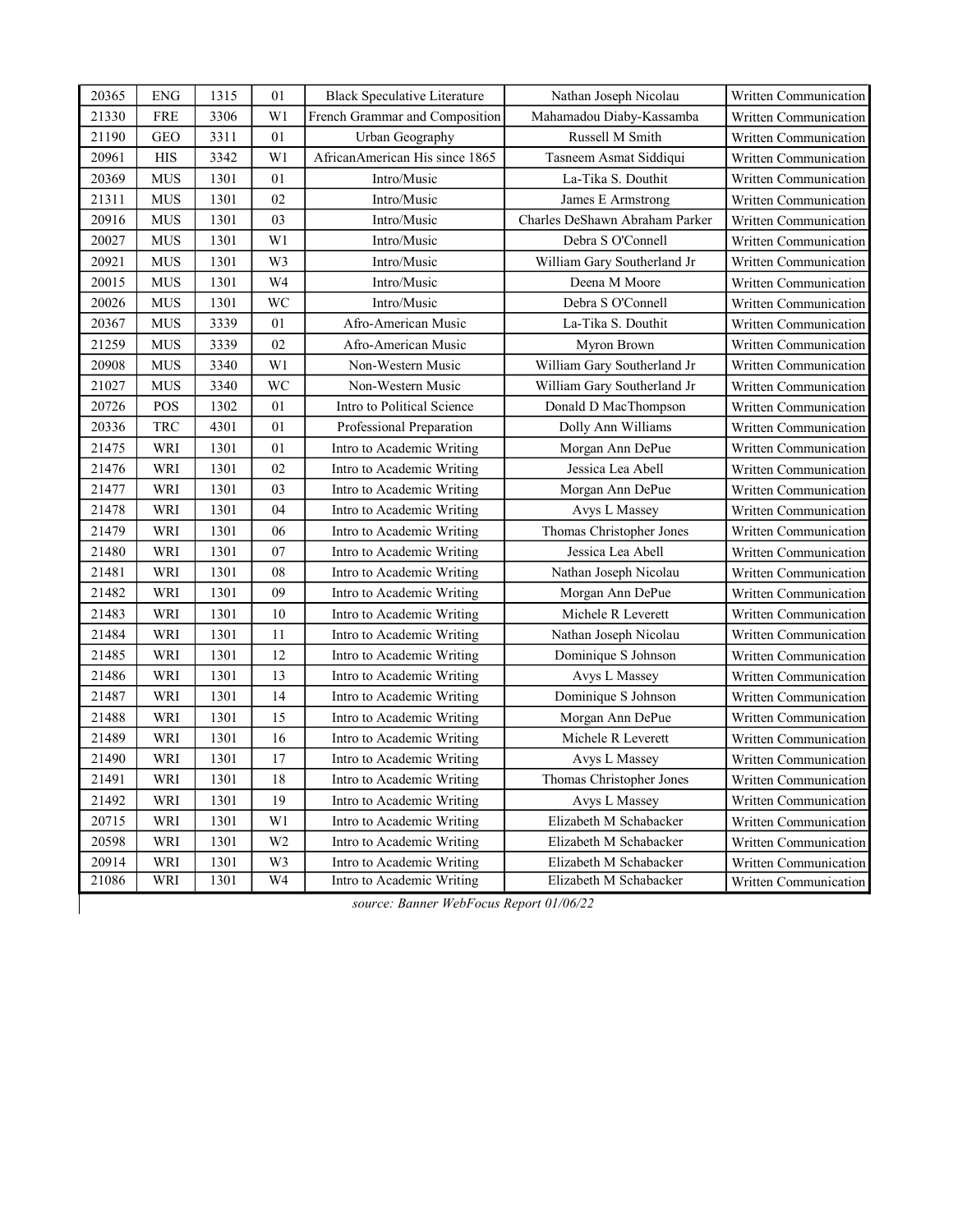| | | | | | | |
|---|---|---|---|---|---|---|
| 20365 | ENG | 1315 | 01 | Black Speculative Literature | Nathan Joseph Nicolau | Written Communication |
| 21330 | FRE | 3306 | W1 | French Grammar and Composition | Mahamadou Diaby-Kassamba | Written Communication |
| 21190 | GEO | 3311 | 01 | Urban Geography | Russell M Smith | Written Communication |
| 20961 | HIS | 3342 | W1 | AfricanAmerican His since 1865 | Tasneem Asmat Siddiqui | Written Communication |
| 20369 | MUS | 1301 | 01 | Intro/Music | La-Tika S. Douthit | Written Communication |
| 21311 | MUS | 1301 | 02 | Intro/Music | James E Armstrong | Written Communication |
| 20916 | MUS | 1301 | 03 | Intro/Music | Charles DeShawn Abraham Parker | Written Communication |
| 20027 | MUS | 1301 | W1 | Intro/Music | Debra S O'Connell | Written Communication |
| 20921 | MUS | 1301 | W3 | Intro/Music | William Gary Southerland Jr | Written Communication |
| 20015 | MUS | 1301 | W4 | Intro/Music | Deena M Moore | Written Communication |
| 20026 | MUS | 1301 | WC | Intro/Music | Debra S O'Connell | Written Communication |
| 20367 | MUS | 3339 | 01 | Afro-American Music | La-Tika S. Douthit | Written Communication |
| 21259 | MUS | 3339 | 02 | Afro-American Music | Myron Brown | Written Communication |
| 20908 | MUS | 3340 | W1 | Non-Western Music | William Gary Southerland Jr | Written Communication |
| 21027 | MUS | 3340 | WC | Non-Western Music | William Gary Southerland Jr | Written Communication |
| 20726 | POS | 1302 | 01 | Intro to Political Science | Donald D MacThompson | Written Communication |
| 20336 | TRC | 4301 | 01 | Professional Preparation | Dolly Ann Williams | Written Communication |
| 21475 | WRI | 1301 | 01 | Intro to Academic Writing | Morgan Ann DePue | Written Communication |
| 21476 | WRI | 1301 | 02 | Intro to Academic Writing | Jessica Lea Abell | Written Communication |
| 21477 | WRI | 1301 | 03 | Intro to Academic Writing | Morgan Ann DePue | Written Communication |
| 21478 | WRI | 1301 | 04 | Intro to Academic Writing | Avys L Massey | Written Communication |
| 21479 | WRI | 1301 | 06 | Intro to Academic Writing | Thomas Christopher Jones | Written Communication |
| 21480 | WRI | 1301 | 07 | Intro to Academic Writing | Jessica Lea Abell | Written Communication |
| 21481 | WRI | 1301 | 08 | Intro to Academic Writing | Nathan Joseph Nicolau | Written Communication |
| 21482 | WRI | 1301 | 09 | Intro to Academic Writing | Morgan Ann DePue | Written Communication |
| 21483 | WRI | 1301 | 10 | Intro to Academic Writing | Michele R Leverett | Written Communication |
| 21484 | WRI | 1301 | 11 | Intro to Academic Writing | Nathan Joseph Nicolau | Written Communication |
| 21485 | WRI | 1301 | 12 | Intro to Academic Writing | Dominique S Johnson | Written Communication |
| 21486 | WRI | 1301 | 13 | Intro to Academic Writing | Avys L Massey | Written Communication |
| 21487 | WRI | 1301 | 14 | Intro to Academic Writing | Dominique S Johnson | Written Communication |
| 21488 | WRI | 1301 | 15 | Intro to Academic Writing | Morgan Ann DePue | Written Communication |
| 21489 | WRI | 1301 | 16 | Intro to Academic Writing | Michele R Leverett | Written Communication |
| 21490 | WRI | 1301 | 17 | Intro to Academic Writing | Avys L Massey | Written Communication |
| 21491 | WRI | 1301 | 18 | Intro to Academic Writing | Thomas Christopher Jones | Written Communication |
| 21492 | WRI | 1301 | 19 | Intro to Academic Writing | Avys L Massey | Written Communication |
| 20715 | WRI | 1301 | W1 | Intro to Academic Writing | Elizabeth M Schabacker | Written Communication |
| 20598 | WRI | 1301 | W2 | Intro to Academic Writing | Elizabeth M Schabacker | Written Communication |
| 20914 | WRI | 1301 | W3 | Intro to Academic Writing | Elizabeth M Schabacker | Written Communication |
| 21086 | WRI | 1301 | W4 | Intro to Academic Writing | Elizabeth M Schabacker | Written Communication |

*source: Banner WebFocus Report 01/06/22*